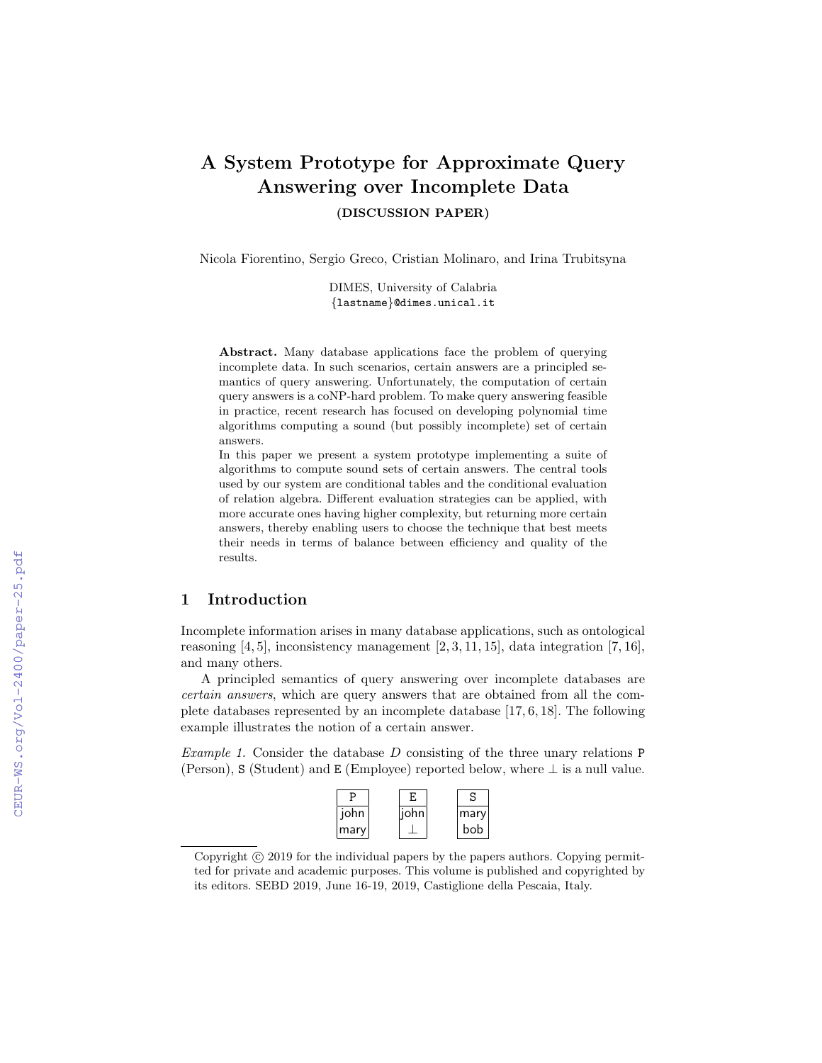# A System Prototype for Approximate Query Answering over Incomplete Data

**(DISCUSSION PAPER)**

Nicola Fiorentino, Sergio Greco, Cristian Molinaro, and Irina Trubitsyna

DIMES, University of Calabria
{lastname}@dimes.unical.it

**Abstract.** Many database applications face the problem of querying incomplete data. In such scenarios, certain answers are a principled semantics of query answering. Unfortunately, the computation of certain query answers is a coNP-hard problem. To make query answering feasible in practice, recent research has focused on developing polynomial time algorithms computing a sound (but possibly incomplete) set of certain answers.
In this paper we present a system prototype implementing a suite of algorithms to compute sound sets of certain answers. The central tools used by our system are conditional tables and the conditional evaluation of relation algebra. Different evaluation strategies can be applied, with more accurate ones having higher complexity, but returning more certain answers, thereby enabling users to choose the technique that best meets their needs in terms of balance between efficiency and quality of the results.

## 1 Introduction

Incomplete information arises in many database applications, such as ontological reasoning [4, 5], inconsistency management [2, 3, 11, 15], data integration [7, 16], and many others.

A principled semantics of query answering over incomplete databases are *certain answers*, which are query answers that are obtained from all the complete databases represented by an incomplete database [17, 6, 18]. The following example illustrates the notion of a certain answer.

*Example 1.* Consider the database $D$ consisting of the three unary relations P (Person), S (Student) and E (Employee) reported below, where $\perp$ is a null value.

| P |
|---|
| john |
| mary |

| E |
|---|
| john |
| $\perp$ |

| S |
|---|
| mary |
| bob |

Copyright © 2019 for the individual papers by the papers authors. Copying permitted for private and academic purposes. This volume is published and copyrighted by its editors. SEBD 2019, June 16-19, 2019, Castiglione della Pescaia, Italy.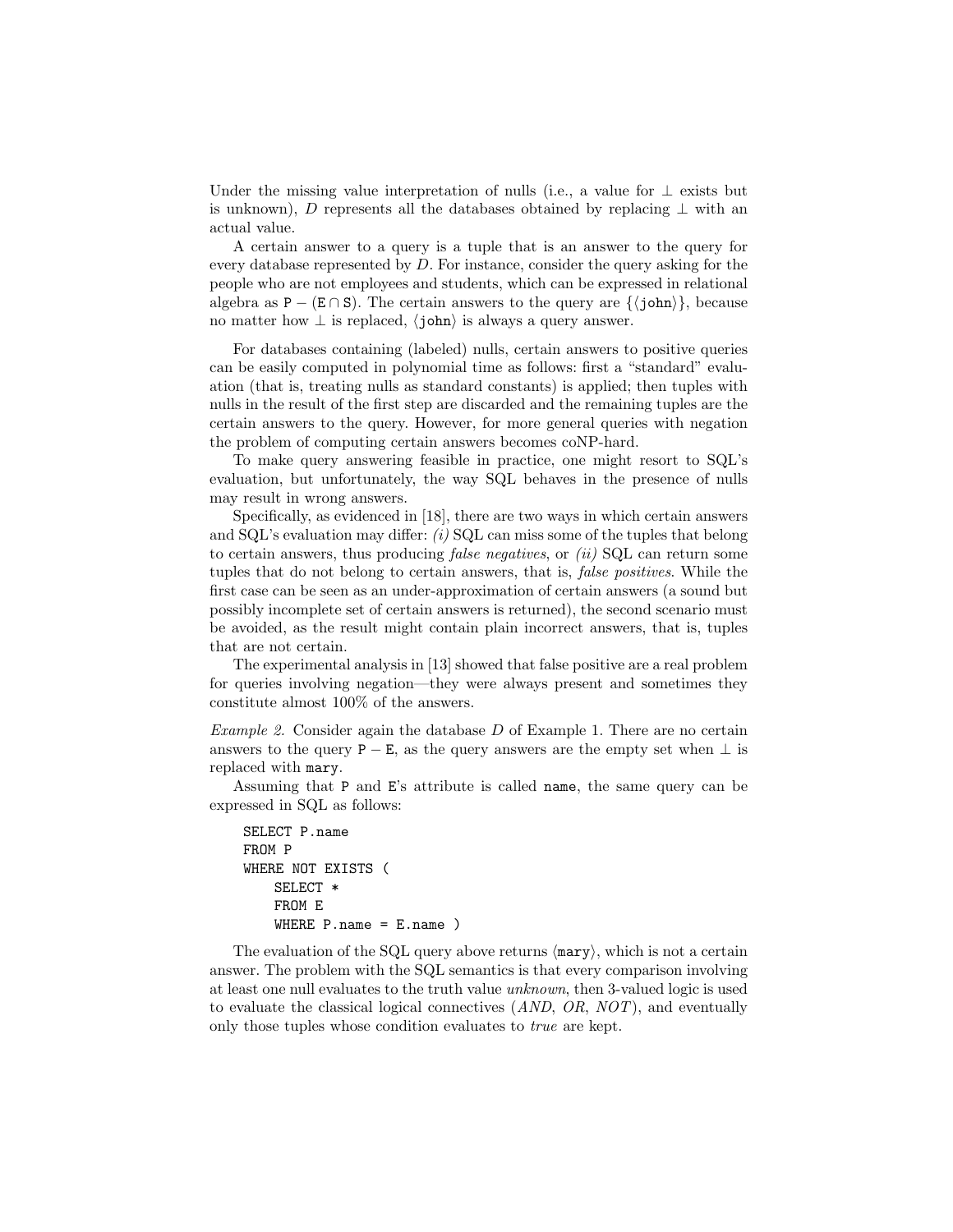Under the missing value interpretation of nulls (i.e., a value for $\bot$ exists but is unknown), $D$ represents all the databases obtained by replacing $\bot$ with an actual value.

A certain answer to a query is a tuple that is an answer to the query for every database represented by $D$. For instance, consider the query asking for the people who are not employees and students, which can be expressed in relational algebra as $\mathtt{P} - (\mathtt{E} \cap \mathtt{S})$. The certain answers to the query are $\{\langle \mathtt{john} \rangle\}$, because no matter how $\bot$ is replaced, $\langle \mathtt{john} \rangle$ is always a query answer.

For databases containing (labeled) nulls, certain answers to positive queries can be easily computed in polynomial time as follows: first a "standard" evaluation (that is, treating nulls as standard constants) is applied; then tuples with nulls in the result of the first step are discarded and the remaining tuples are the certain answers to the query. However, for more general queries with negation the problem of computing certain answers becomes coNP-hard.

To make query answering feasible in practice, one might resort to SQL's evaluation, but unfortunately, the way SQL behaves in the presence of nulls may result in wrong answers.

Specifically, as evidenced in [18], there are two ways in which certain answers and SQL's evaluation may differ: *(i)* SQL can miss some of the tuples that belong to certain answers, thus producing *false negatives*, or *(ii)* SQL can return some tuples that do not belong to certain answers, that is, *false positives*. While the first case can be seen as an under-approximation of certain answers (a sound but possibly incomplete set of certain answers is returned), the second scenario must be avoided, as the result might contain plain incorrect answers, that is, tuples that are not certain.

The experimental analysis in [13] showed that false positive are a real problem for queries involving negation—they were always present and sometimes they constitute almost 100% of the answers.

*Example 2.* Consider again the database $D$ of Example 1. There are no certain answers to the query $\mathtt{P} - \mathtt{E}$, as the query answers are the empty set when $\bot$ is replaced with `mary`.

Assuming that `P` and `E`'s attribute is called `name`, the same query can be expressed in SQL as follows:

```
SELECT P.name
FROM P
WHERE NOT EXISTS (
    SELECT *
    FROM E
    WHERE P.name = E.name )
```

The evaluation of the SQL query above returns $\langle \mathtt{mary} \rangle$, which is not a certain answer. The problem with the SQL semantics is that every comparison involving at least one null evaluates to the truth value *unknown*, then 3-valued logic is used to evaluate the classical logical connectives (*AND*, *OR*, *NOT*), and eventually only those tuples whose condition evaluates to *true* are kept.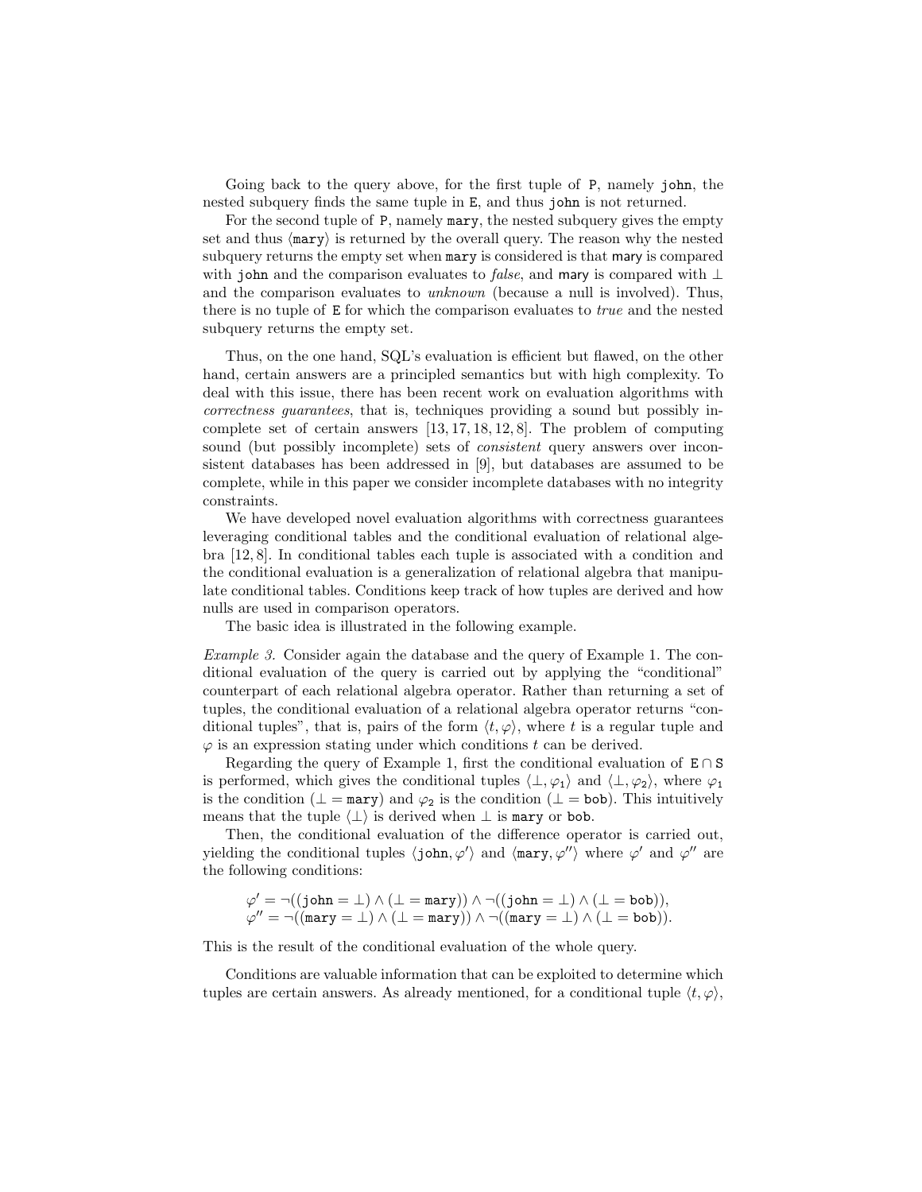Going back to the query above, for the first tuple of P, namely john, the nested subquery finds the same tuple in E, and thus john is not returned.

For the second tuple of P, namely mary, the nested subquery gives the empty set and thus ⟨mary⟩ is returned by the overall query. The reason why the nested subquery returns the empty set when mary is considered is that mary is compared with john and the comparison evaluates to *false*, and mary is compared with $\bot$ and the comparison evaluates to *unknown* (because a null is involved). Thus, there is no tuple of E for which the comparison evaluates to *true* and the nested subquery returns the empty set.

Thus, on the one hand, SQL's evaluation is efficient but flawed, on the other hand, certain answers are a principled semantics but with high complexity. To deal with this issue, there has been recent work on evaluation algorithms with *correctness guarantees*, that is, techniques providing a sound but possibly incomplete set of certain answers [13, 17, 18, 12, 8]. The problem of computing sound (but possibly incomplete) sets of *consistent* query answers over inconsistent databases has been addressed in [9], but databases are assumed to be complete, while in this paper we consider incomplete databases with no integrity constraints.

We have developed novel evaluation algorithms with correctness guarantees leveraging conditional tables and the conditional evaluation of relational algebra [12, 8]. In conditional tables each tuple is associated with a condition and the conditional evaluation is a generalization of relational algebra that manipulate conditional tables. Conditions keep track of how tuples are derived and how nulls are used in comparison operators.

The basic idea is illustrated in the following example.

*Example 3.* Consider again the database and the query of Example 1. The conditional evaluation of the query is carried out by applying the "conditional" counterpart of each relational algebra operator. Rather than returning a set of tuples, the conditional evaluation of a relational algebra operator returns "conditional tuples", that is, pairs of the form $\langle t, \varphi \rangle$, where $t$ is a regular tuple and $\varphi$ is an expression stating under which conditions $t$ can be derived.

Regarding the query of Example 1, first the conditional evaluation of $\mathtt{E} \cap \mathtt{S}$ is performed, which gives the conditional tuples $\langle \bot, \varphi_1 \rangle$ and $\langle \bot, \varphi_2 \rangle$, where $\varphi_1$ is the condition $(\bot = \mathtt{mary})$ and $\varphi_2$ is the condition $(\bot = \mathtt{bob})$. This intuitively means that the tuple $\langle \bot \rangle$ is derived when $\bot$ is mary or bob.

Then, the conditional evaluation of the difference operator is carried out, yielding the conditional tuples $\langle \mathtt{john}, \varphi' \rangle$ and $\langle \mathtt{mary}, \varphi'' \rangle$ where $\varphi'$ and $\varphi''$ are the following conditions:

$$\varphi' = \neg((\mathtt{john} = \bot) \land (\bot = \mathtt{mary})) \land \neg((\mathtt{john} = \bot) \land (\bot = \mathtt{bob})),$$
$$\varphi'' = \neg((\mathtt{mary} = \bot) \land (\bot = \mathtt{mary})) \land \neg((\mathtt{mary} = \bot) \land (\bot = \mathtt{bob})).$$

This is the result of the conditional evaluation of the whole query.

Conditions are valuable information that can be exploited to determine which tuples are certain answers. As already mentioned, for a conditional tuple $\langle t, \varphi \rangle$,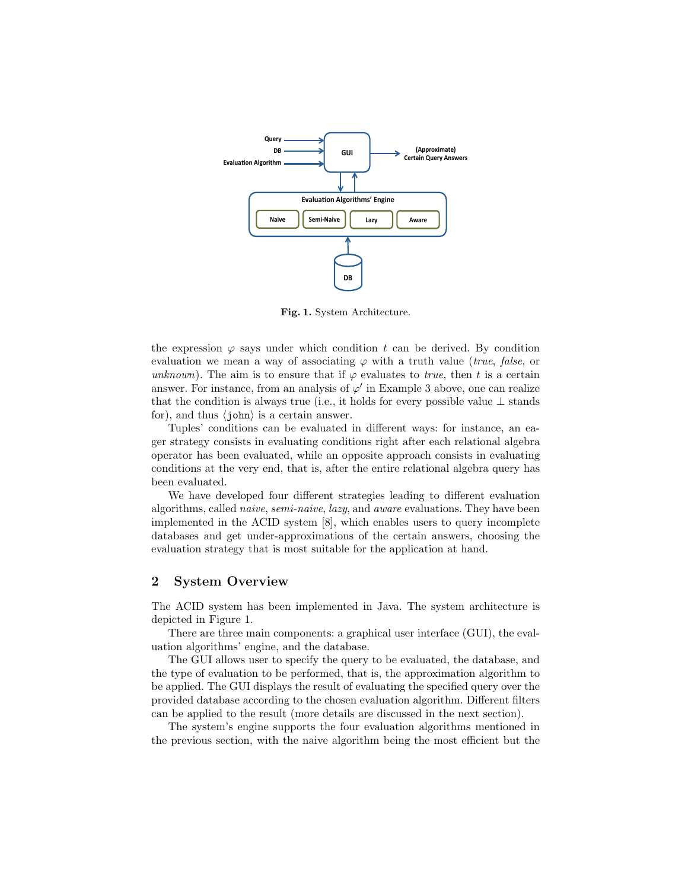**Fig. 1.** System Architecture.

the expression $\varphi$ says under which condition $t$ can be derived. By condition evaluation we mean a way of associating $\varphi$ with a truth value (*true*, *false*, or *unknown*). The aim is to ensure that if $\varphi$ evaluates to *true*, then $t$ is a certain answer. For instance, from an analysis of $\varphi'$ in Example 3 above, one can realize that the condition is always true (i.e., it holds for every possible value $\perp$ stands for), and thus $\langle \texttt{john} \rangle$ is a certain answer.

Tuples' conditions can be evaluated in different ways: for instance, an eager strategy consists in evaluating conditions right after each relational algebra operator has been evaluated, while an opposite approach consists in evaluating conditions at the very end, that is, after the entire relational algebra query has been evaluated.

We have developed four different strategies leading to different evaluation algorithms, called *naive*, *semi-naive*, *lazy*, and *aware* evaluations. They have been implemented in the ACID system [8], which enables users to query incomplete databases and get under-approximations of the certain answers, choosing the evaluation strategy that is most suitable for the application at hand.

## 2 System Overview

The ACID system has been implemented in Java. The system architecture is depicted in Figure 1.

There are three main components: a graphical user interface (GUI), the evaluation algorithms' engine, and the database.

The GUI allows user to specify the query to be evaluated, the database, and the type of evaluation to be performed, that is, the approximation algorithm to be applied. The GUI displays the result of evaluating the specified query over the provided database according to the chosen evaluation algorithm. Different filters can be applied to the result (more details are discussed in the next section).

The system's engine supports the four evaluation algorithms mentioned in the previous section, with the naive algorithm being the most efficient but the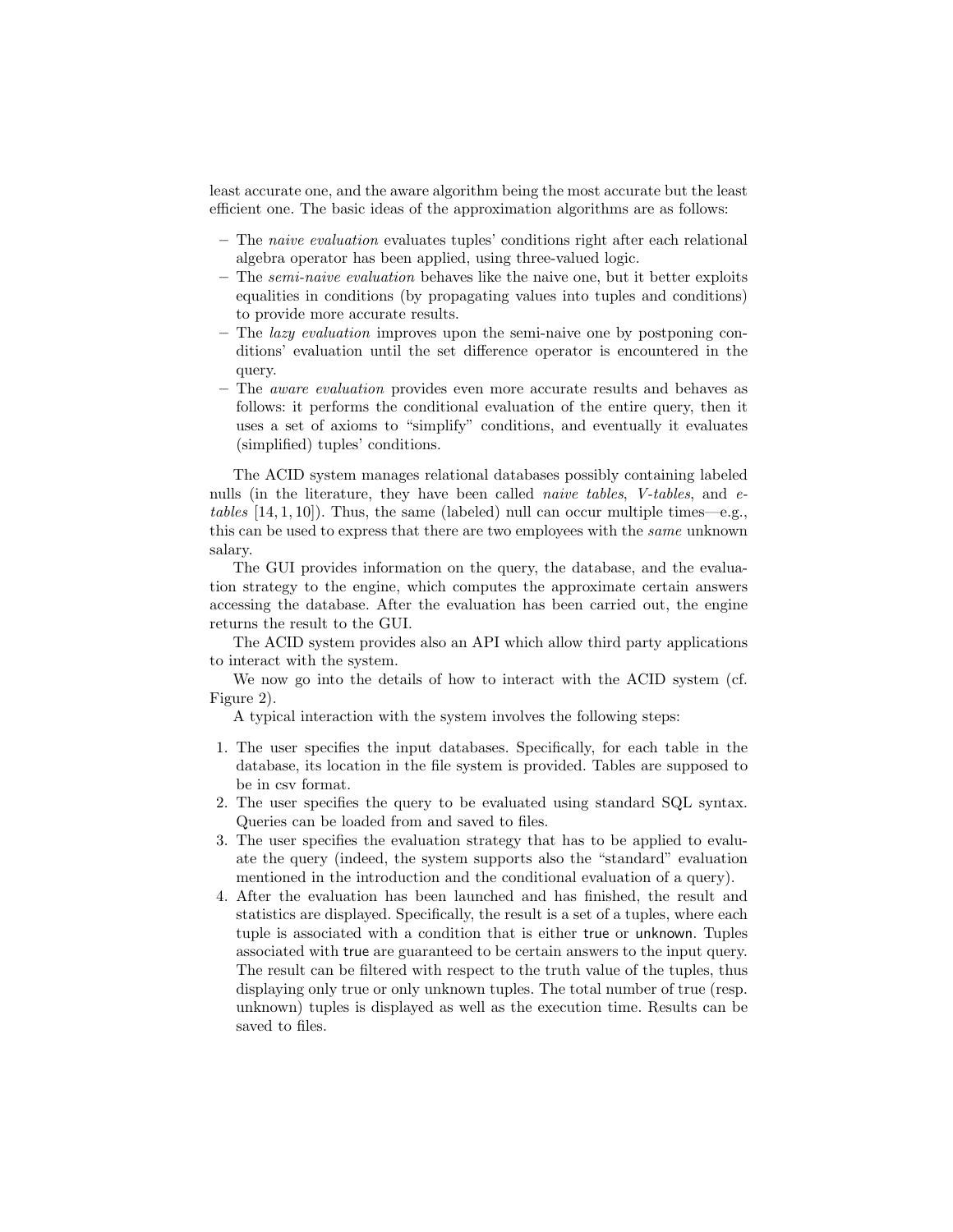least accurate one, and the aware algorithm being the most accurate but the least efficient one. The basic ideas of the approximation algorithms are as follows:

- The *naive evaluation* evaluates tuples' conditions right after each relational algebra operator has been applied, using three-valued logic.
- The *semi-naive evaluation* behaves like the naive one, but it better exploits equalities in conditions (by propagating values into tuples and conditions) to provide more accurate results.
- The *lazy evaluation* improves upon the semi-naive one by postponing conditions' evaluation until the set difference operator is encountered in the query.
- The *aware evaluation* provides even more accurate results and behaves as follows: it performs the conditional evaluation of the entire query, then it uses a set of axioms to "simplify" conditions, and eventually it evaluates (simplified) tuples' conditions.

The ACID system manages relational databases possibly containing labeled nulls (in the literature, they have been called *naive tables*, *V-tables*, and *e-tables* [14, 1, 10]). Thus, the same (labeled) null can occur multiple times—e.g., this can be used to express that there are two employees with the *same* unknown salary.

The GUI provides information on the query, the database, and the evaluation strategy to the engine, which computes the approximate certain answers accessing the database. After the evaluation has been carried out, the engine returns the result to the GUI.

The ACID system provides also an API which allow third party applications to interact with the system.

We now go into the details of how to interact with the ACID system (cf. Figure 2).

A typical interaction with the system involves the following steps:

1. The user specifies the input databases. Specifically, for each table in the database, its location in the file system is provided. Tables are supposed to be in csv format.
2. The user specifies the query to be evaluated using standard SQL syntax. Queries can be loaded from and saved to files.
3. The user specifies the evaluation strategy that has to be applied to evaluate the query (indeed, the system supports also the "standard" evaluation mentioned in the introduction and the conditional evaluation of a query).
4. After the evaluation has been launched and has finished, the result and statistics are displayed. Specifically, the result is a set of a tuples, where each tuple is associated with a condition that is either true or unknown. Tuples associated with true are guaranteed to be certain answers to the input query. The result can be filtered with respect to the truth value of the tuples, thus displaying only true or only unknown tuples. The total number of true (resp. unknown) tuples is displayed as well as the execution time. Results can be saved to files.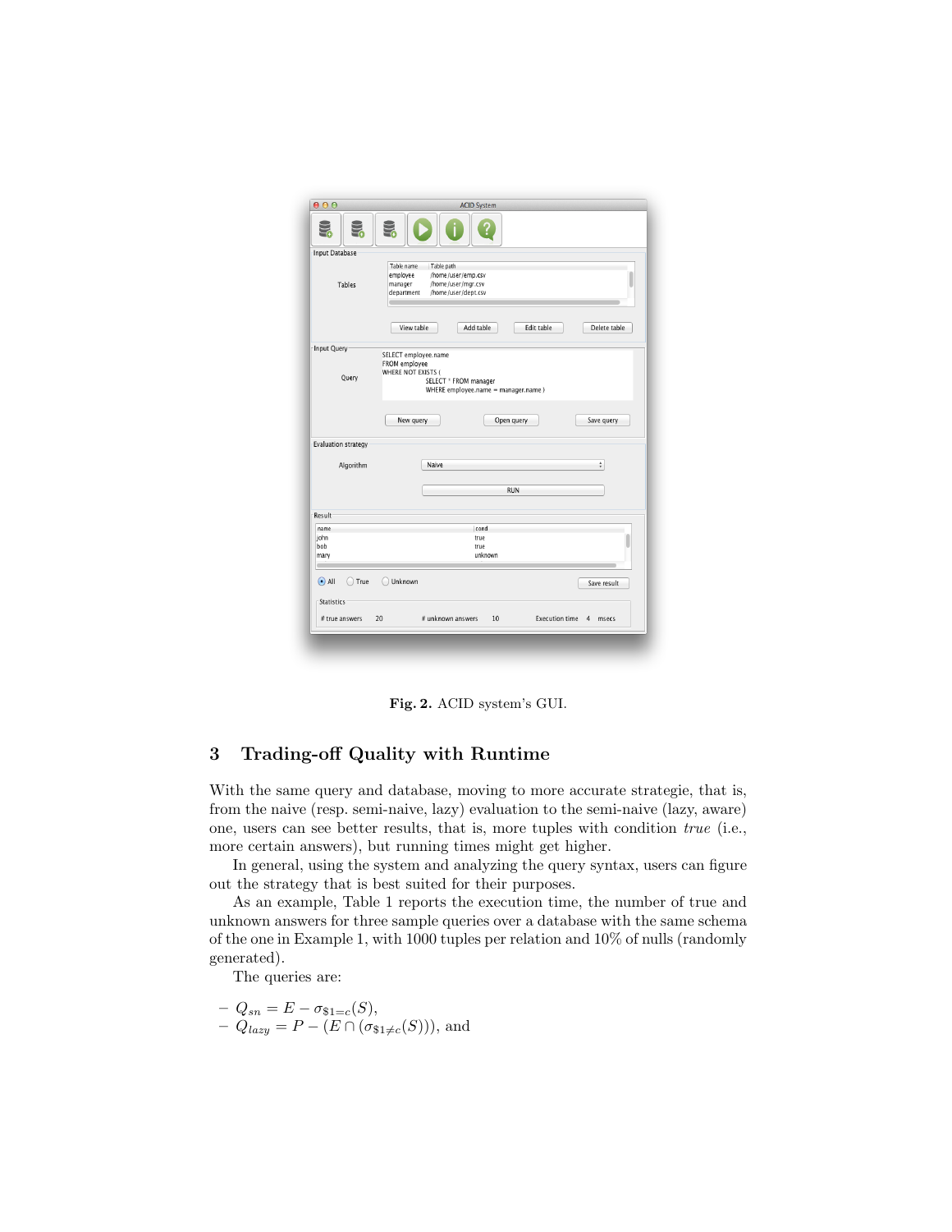Fig. 2. ACID system's GUI.

## 3 Trading-off Quality with Runtime

With the same query and database, moving to more accurate strategie, that is, from the naive (resp. semi-naive, lazy) evaluation to the semi-naive (lazy, aware) one, users can see better results, that is, more tuples with condition *true* (i.e., more certain answers), but running times might get higher.

In general, using the system and analyzing the query syntax, users can figure out the strategy that is best suited for their purposes.

As an example, Table 1 reports the execution time, the number of true and unknown answers for three sample queries over a database with the same schema of the one in Example 1, with 1000 tuples per relation and 10% of nulls (randomly generated).

The queries are:

- $Q_{sn} = E - \sigma_{\$1=c}(S)$,
- $Q_{lazy} = P - (E \cap (\sigma_{\$1 \neq c}(S)))$, and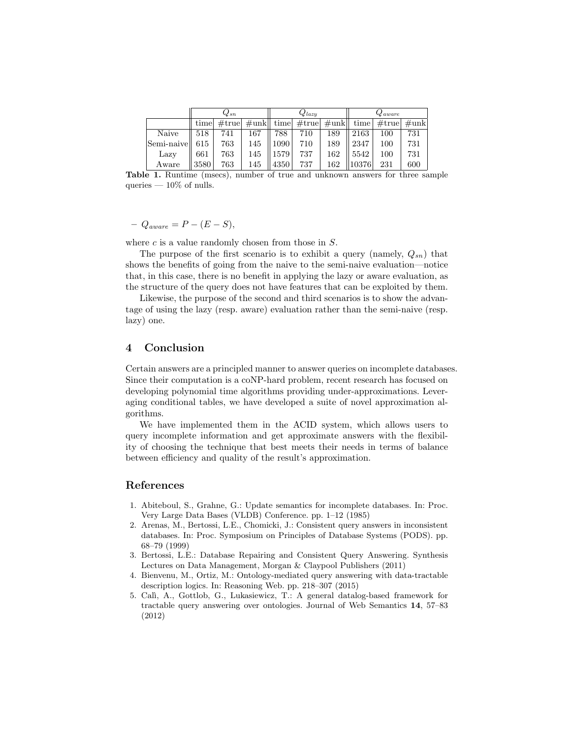| | $Q_{sn}$ | | | $Q_{lazy}$ | | | $Q_{aware}$ | | |
|---|---|---|---|---|---|---|---|---|---|
| | time | #true | #unk | time | #true | #unk | time | #true | #unk |
| Naive | 518 | 741 | 167 | 788 | 710 | 189 | 2163 | 100 | 731 |
| Semi-naive | 615 | 763 | 145 | 1090 | 710 | 189 | 2347 | 100 | 731 |
| Lazy | 661 | 763 | 145 | 1579 | 737 | 162 | 5542 | 100 | 731 |
| Aware | 3580 | 763 | 145 | 4350 | 737 | 162 | 10376 | 231 | 600 |

**Table 1.** Runtime (msecs), number of true and unknown answers for three sample queries — 10% of nulls.

- $Q_{aware} = P - (E - S)$,

where $c$ is a value randomly chosen from those in $S$.

The purpose of the first scenario is to exhibit a query (namely, $Q_{sn}$) that shows the benefits of going from the naive to the semi-naive evaluation—notice that, in this case, there is no benefit in applying the lazy or aware evaluation, as the structure of the query does not have features that can be exploited by them.

Likewise, the purpose of the second and third scenarios is to show the advantage of using the lazy (resp. aware) evaluation rather than the semi-naive (resp. lazy) one.

## 4 Conclusion

Certain answers are a principled manner to answer queries on incomplete databases. Since their computation is a coNP-hard problem, recent research has focused on developing polynomial time algorithms providing under-approximations. Leveraging conditional tables, we have developed a suite of novel approximation algorithms.

We have implemented them in the ACID system, which allows users to query incomplete information and get approximate answers with the flexibility of choosing the technique that best meets their needs in terms of balance between efficiency and quality of the result's approximation.

## References

1. Abiteboul, S., Grahne, G.: Update semantics for incomplete databases. In: Proc. Very Large Data Bases (VLDB) Conference. pp. 1–12 (1985)
2. Arenas, M., Bertossi, L.E., Chomicki, J.: Consistent query answers in inconsistent databases. In: Proc. Symposium on Principles of Database Systems (PODS). pp. 68–79 (1999)
3. Bertossi, L.E.: Database Repairing and Consistent Query Answering. Synthesis Lectures on Data Management, Morgan & Claypool Publishers (2011)
4. Bienvenu, M., Ortiz, M.: Ontology-mediated query answering with data-tractable description logics. In: Reasoning Web. pp. 218–307 (2015)
5. Calì, A., Gottlob, G., Lukasiewicz, T.: A general datalog-based framework for tractable query answering over ontologies. Journal of Web Semantics **14**, 57–83 (2012)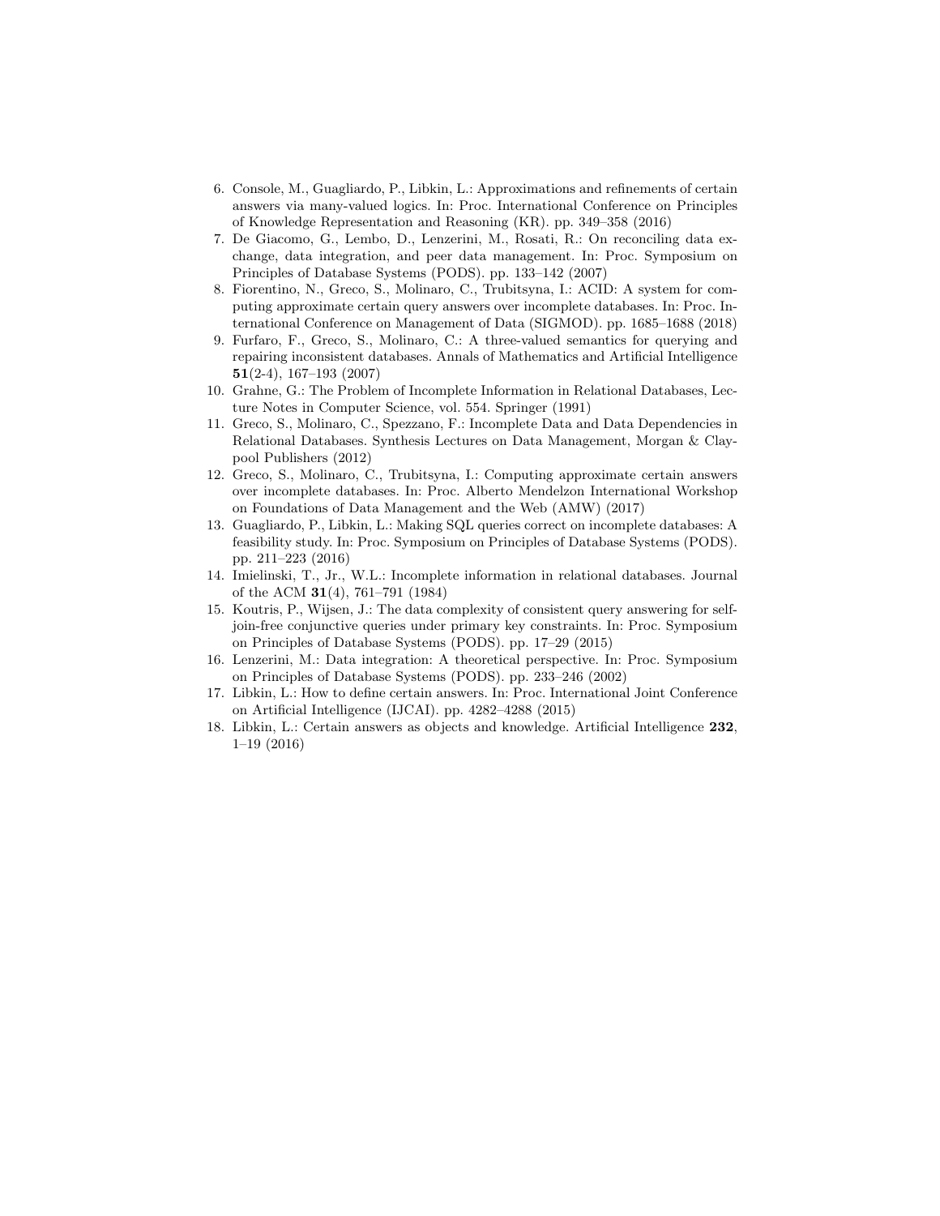6. Console, M., Guagliardo, P., Libkin, L.: Approximations and refinements of certain answers via many-valued logics. In: Proc. International Conference on Principles of Knowledge Representation and Reasoning (KR). pp. 349–358 (2016)
7. De Giacomo, G., Lembo, D., Lenzerini, M., Rosati, R.: On reconciling data exchange, data integration, and peer data management. In: Proc. Symposium on Principles of Database Systems (PODS). pp. 133–142 (2007)
8. Fiorentino, N., Greco, S., Molinaro, C., Trubitsyna, I.: ACID: A system for computing approximate certain query answers over incomplete databases. In: Proc. International Conference on Management of Data (SIGMOD). pp. 1685–1688 (2018)
9. Furfaro, F., Greco, S., Molinaro, C.: A three-valued semantics for querying and repairing inconsistent databases. Annals of Mathematics and Artificial Intelligence **51**(2-4), 167–193 (2007)
10. Grahne, G.: The Problem of Incomplete Information in Relational Databases, Lecture Notes in Computer Science, vol. 554. Springer (1991)
11. Greco, S., Molinaro, C., Spezzano, F.: Incomplete Data and Data Dependencies in Relational Databases. Synthesis Lectures on Data Management, Morgan & Claypool Publishers (2012)
12. Greco, S., Molinaro, C., Trubitsyna, I.: Computing approximate certain answers over incomplete databases. In: Proc. Alberto Mendelzon International Workshop on Foundations of Data Management and the Web (AMW) (2017)
13. Guagliardo, P., Libkin, L.: Making SQL queries correct on incomplete databases: A feasibility study. In: Proc. Symposium on Principles of Database Systems (PODS). pp. 211–223 (2016)
14. Imielinski, T., Jr., W.L.: Incomplete information in relational databases. Journal of the ACM **31**(4), 761–791 (1984)
15. Koutris, P., Wijsen, J.: The data complexity of consistent query answering for self-join-free conjunctive queries under primary key constraints. In: Proc. Symposium on Principles of Database Systems (PODS). pp. 17–29 (2015)
16. Lenzerini, M.: Data integration: A theoretical perspective. In: Proc. Symposium on Principles of Database Systems (PODS). pp. 233–246 (2002)
17. Libkin, L.: How to define certain answers. In: Proc. International Joint Conference on Artificial Intelligence (IJCAI). pp. 4282–4288 (2015)
18. Libkin, L.: Certain answers as objects and knowledge. Artificial Intelligence **232**, 1–19 (2016)